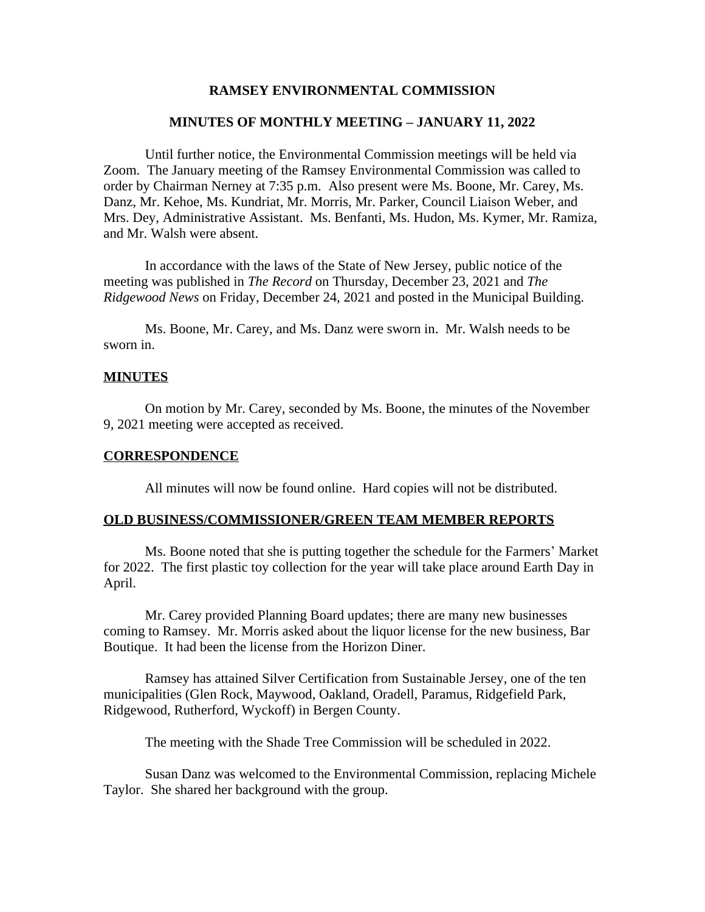# RAMSEY ENVIRONMENTAL COMMISSION

## MINUTES OF MONTHLY MEETING – JANUARY 11, 2022

Until further notice, the Environmental Commission meetings will be held via Zoom. The January meeting of the Ramsey Environmental Commission was called to order by Chairman Nerney at 7:35 p.m. Also present were Ms. Boone, Mr. Carey, Ms. Danz, Mr. Kehoe, Ms. Kundriat, Mr. Morris, Mr. Parker, Council Liaison Weber, and Mrs. Dey, Administrative Assistant. Ms. Benfanti, Ms. Hudon, Ms. Kymer, Mr. Ramiza, and Mr. Walsh were absent.

In accordance with the laws of the State of New Jersey, public notice of the meeting was published in *The Record* on Thursday, December 23, 2021 and *The Ridgewood News* on Friday, December 24, 2021 and posted in the Municipal Building.

Ms. Boone, Mr. Carey, and Ms. Danz were sworn in. Mr. Walsh needs to be sworn in.

### MINUTES

On motion by Mr. Carey, seconded by Ms. Boone, the minutes of the November 9, 2021 meeting were accepted as received.

### CORRESPONDENCE

All minutes will now be found online. Hard copies will not be distributed.

### OLD BUSINESS/COMMISSIONER/GREEN TEAM MEMBER REPORTS

Ms. Boone noted that she is putting together the schedule for the Farmers' Market for 2022. The first plastic toy collection for the year will take place around Earth Day in April.

Mr. Carey provided Planning Board updates; there are many new businesses coming to Ramsey. Mr. Morris asked about the liquor license for the new business, Bar Boutique. It had been the license from the Horizon Diner.

Ramsey has attained Silver Certification from Sustainable Jersey, one of the ten municipalities (Glen Rock, Maywood, Oakland, Oradell, Paramus, Ridgefield Park, Ridgewood, Rutherford, Wyckoff) in Bergen County.

The meeting with the Shade Tree Commission will be scheduled in 2022.

Susan Danz was welcomed to the Environmental Commission, replacing Michele Taylor. She shared her background with the group.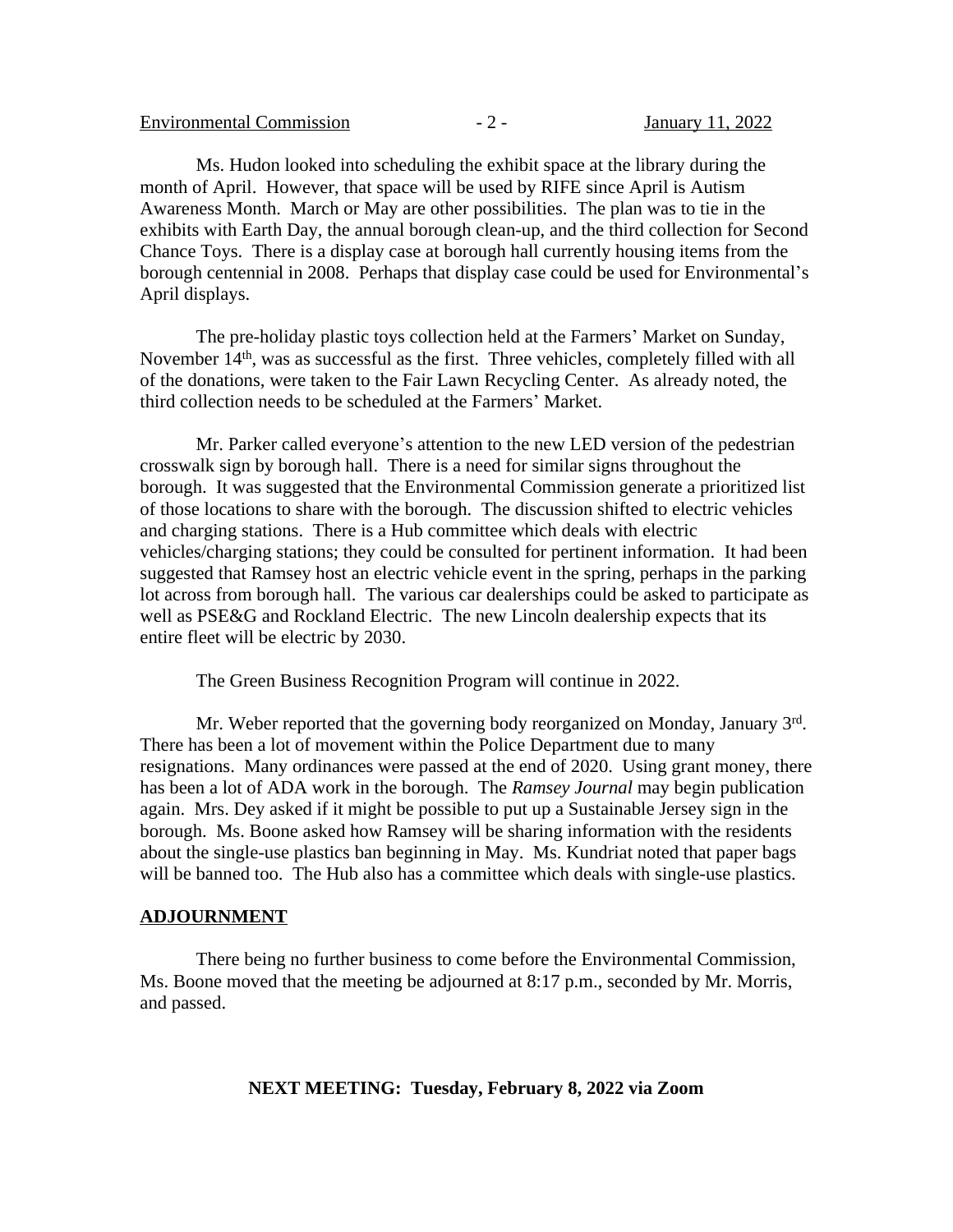Ms. Hudon looked into scheduling the exhibit space at the library during the month of April. However, that space will be used by RIFE since April is Autism Awareness Month. March or May are other possibilities. The plan was to tie in the exhibits with Earth Day, the annual borough clean-up, and the third collection for Second Chance Toys. There is a display case at borough hall currently housing items from the borough centennial in 2008. Perhaps that display case could be used for Environmental's April displays.

The pre-holiday plastic toys collection held at the Farmers' Market on Sunday, November 14th, was as successful as the first. Three vehicles, completely filled with all of the donations, were taken to the Fair Lawn Recycling Center. As already noted, the third collection needs to be scheduled at the Farmers' Market.

Mr. Parker called everyone's attention to the new LED version of the pedestrian crosswalk sign by borough hall. There is a need for similar signs throughout the borough. It was suggested that the Environmental Commission generate a prioritized list of those locations to share with the borough. The discussion shifted to electric vehicles and charging stations. There is a Hub committee which deals with electric vehicles/charging stations; they could be consulted for pertinent information. It had been suggested that Ramsey host an electric vehicle event in the spring, perhaps in the parking lot across from borough hall. The various car dealerships could be asked to participate as well as PSE&G and Rockland Electric. The new Lincoln dealership expects that its entire fleet will be electric by 2030.

The Green Business Recognition Program will continue in 2022.

Mr. Weber reported that the governing body reorganized on Monday, January 3rd. There has been a lot of movement within the Police Department due to many resignations. Many ordinances were passed at the end of 2020. Using grant money, there has been a lot of ADA work in the borough. The *Ramsey Journal* may begin publication again. Mrs. Dey asked if it might be possible to put up a Sustainable Jersey sign in the borough. Ms. Boone asked how Ramsey will be sharing information with the residents about the single-use plastics ban beginning in May. Ms. Kundriat noted that paper bags will be banned too. The Hub also has a committee which deals with single-use plastics.

## ADJOURNMENT

There being no further business to come before the Environmental Commission, Ms. Boone moved that the meeting be adjourned at 8:17 p.m., seconded by Mr. Morris, and passed.

**NEXT MEETING: Tuesday, February 8, 2022 via Zoom**